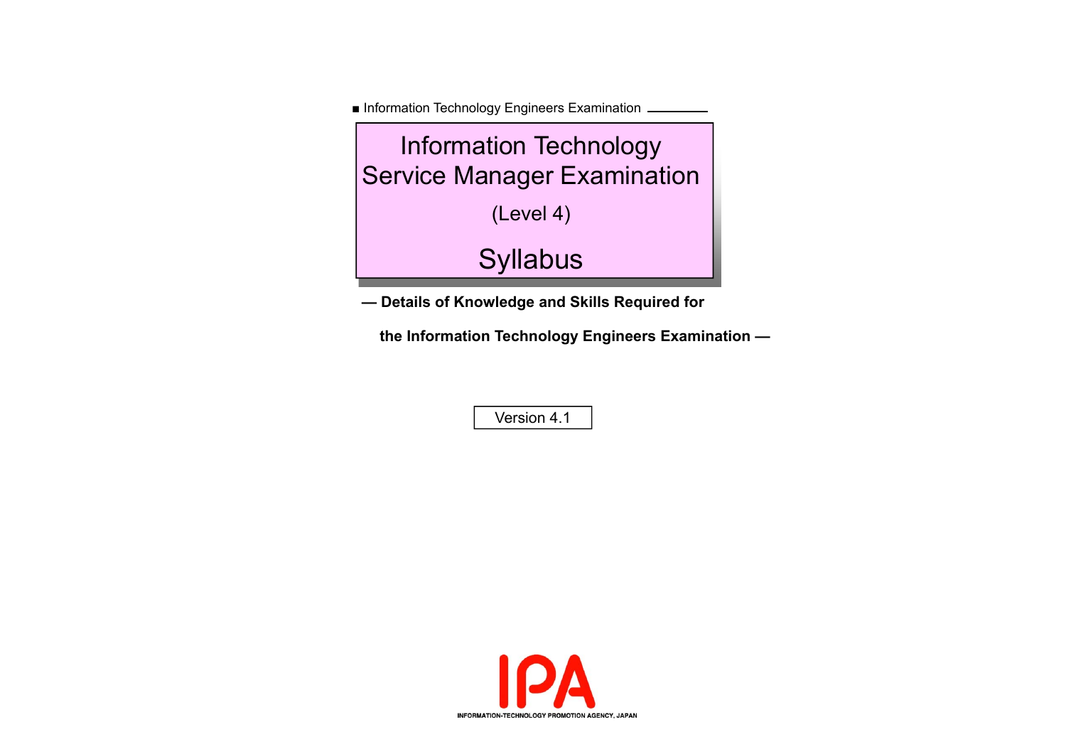■ Information Technology Engineers Examination

# Information Technology Service Manager Examination

(Level 4)

# Syllabus

**— Details of Knowledge and Skills Required for the Information Technology Engineers Examination —**

Version 4.1

IPA

INFORMATION-TECHNOLOGY PROMOTION AGENCY, JAPAN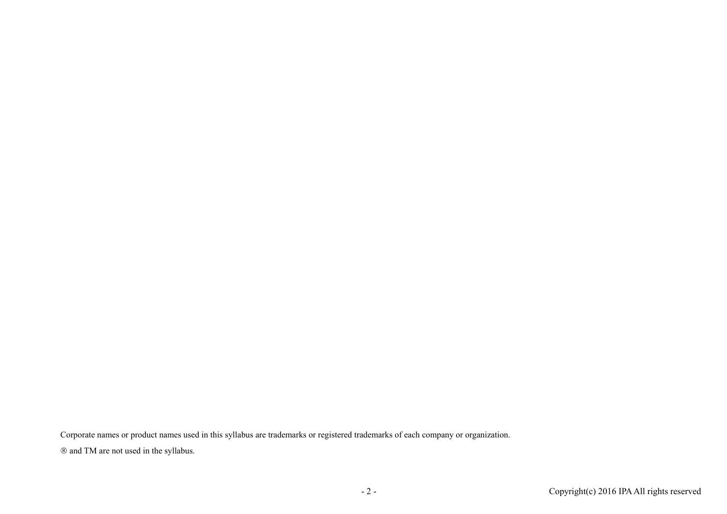Corporate names or product names used in this syllabus are trademarks or registered trademarks of each company or organization.

® and TM are not used in the syllabus.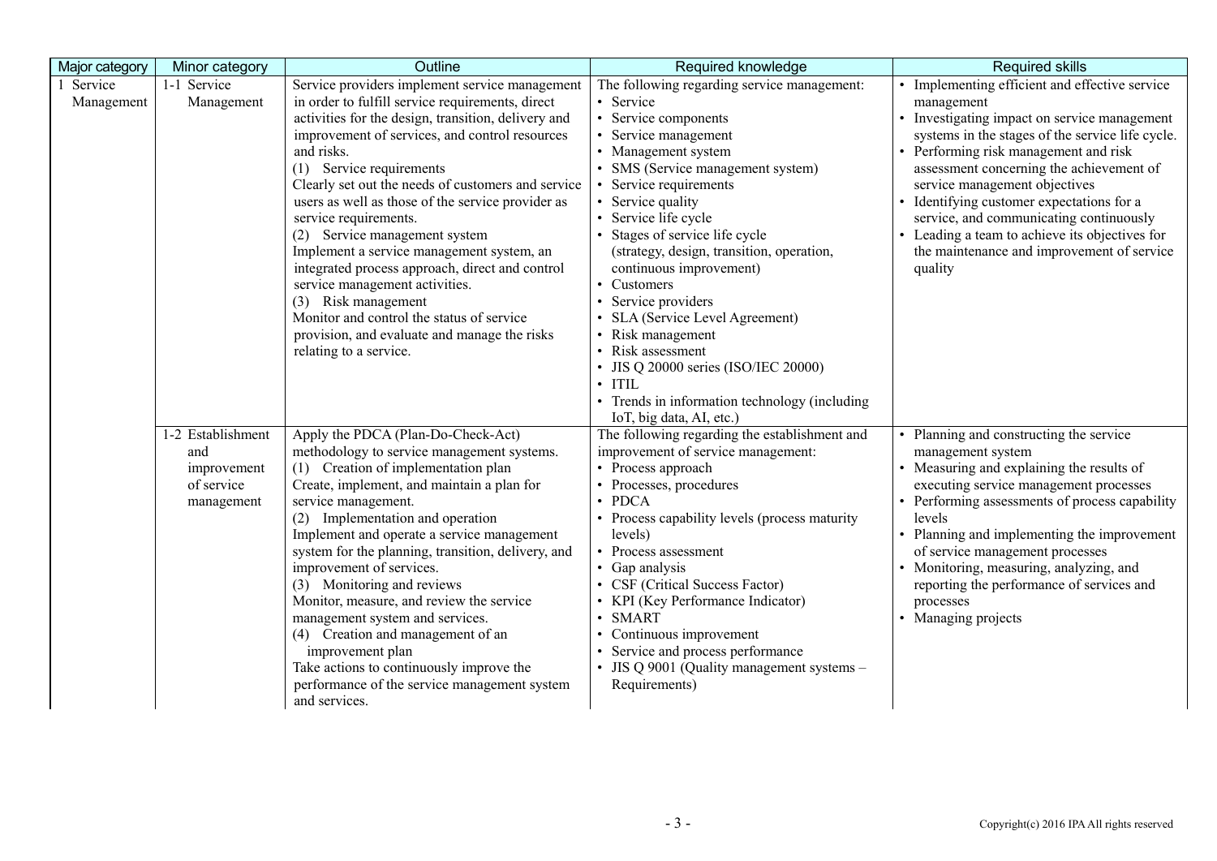| Major category | Minor category | Outline | Required knowledge | Required skills |
|---|---|---|---|---|
| 1 Service Management | 1-1 Service Management | Service providers implement service management in order to fulfill service requirements, direct activities for the design, transition, delivery and improvement of services, and control resources and risks.<br>(1) Service requirements<br>Clearly set out the needs of customers and service users as well as those of the service provider as service requirements.<br>(2) Service management system<br>Implement a service management system, an integrated process approach, direct and control service management activities.<br>(3) Risk management<br>Monitor and control the status of service provision, and evaluate and manage the risks relating to a service. | The following regarding service management:<br>• Service<br>• Service components<br>• Service management<br>• Management system<br>• SMS (Service management system)<br>• Service requirements<br>• Service quality<br>• Service life cycle<br>• Stages of service life cycle (strategy, design, transition, operation, continuous improvement)<br>• Customers<br>• Service providers<br>• SLA (Service Level Agreement)<br>• Risk management<br>• Risk assessment<br>• JIS Q 20000 series (ISO/IEC 20000)<br>• ITIL<br>• Trends in information technology (including IoT, big data, AI, etc.) | • Implementing efficient and effective service management<br>• Investigating impact on service management systems in the stages of the service life cycle.<br>• Performing risk management and risk assessment concerning the achievement of service management objectives<br>• Identifying customer expectations for a service, and communicating continuously<br>• Leading a team to achieve its objectives for the maintenance and improvement of service quality |
| | 1-2 Establishment and improvement of service management | Apply the PDCA (Plan-Do-Check-Act) methodology to service management systems.<br>(1) Creation of implementation plan<br>Create, implement, and maintain a plan for service management.<br>(2) Implementation and operation<br>Implement and operate a service management system for the planning, transition, delivery, and improvement of services.<br>(3) Monitoring and reviews<br>Monitor, measure, and review the service management system and services.<br>(4) Creation and management of an improvement plan<br>Take actions to continuously improve the performance of the service management system and services. | The following regarding the establishment and improvement of service management:<br>• Process approach<br>• Processes, procedures<br>• PDCA<br>• Process capability levels (process maturity levels)<br>• Process assessment<br>• Gap analysis<br>• CSF (Critical Success Factor)<br>• KPI (Key Performance Indicator)<br>• SMART<br>• Continuous improvement<br>• Service and process performance<br>• JIS Q 9001 (Quality management systems – Requirements) | • Planning and constructing the service management system<br>• Measuring and explaining the results of executing service management processes<br>• Performing assessments of process capability levels<br>• Planning and implementing the improvement of service management processes<br>• Monitoring, measuring, analyzing, and reporting the performance of services and processes<br>• Managing projects |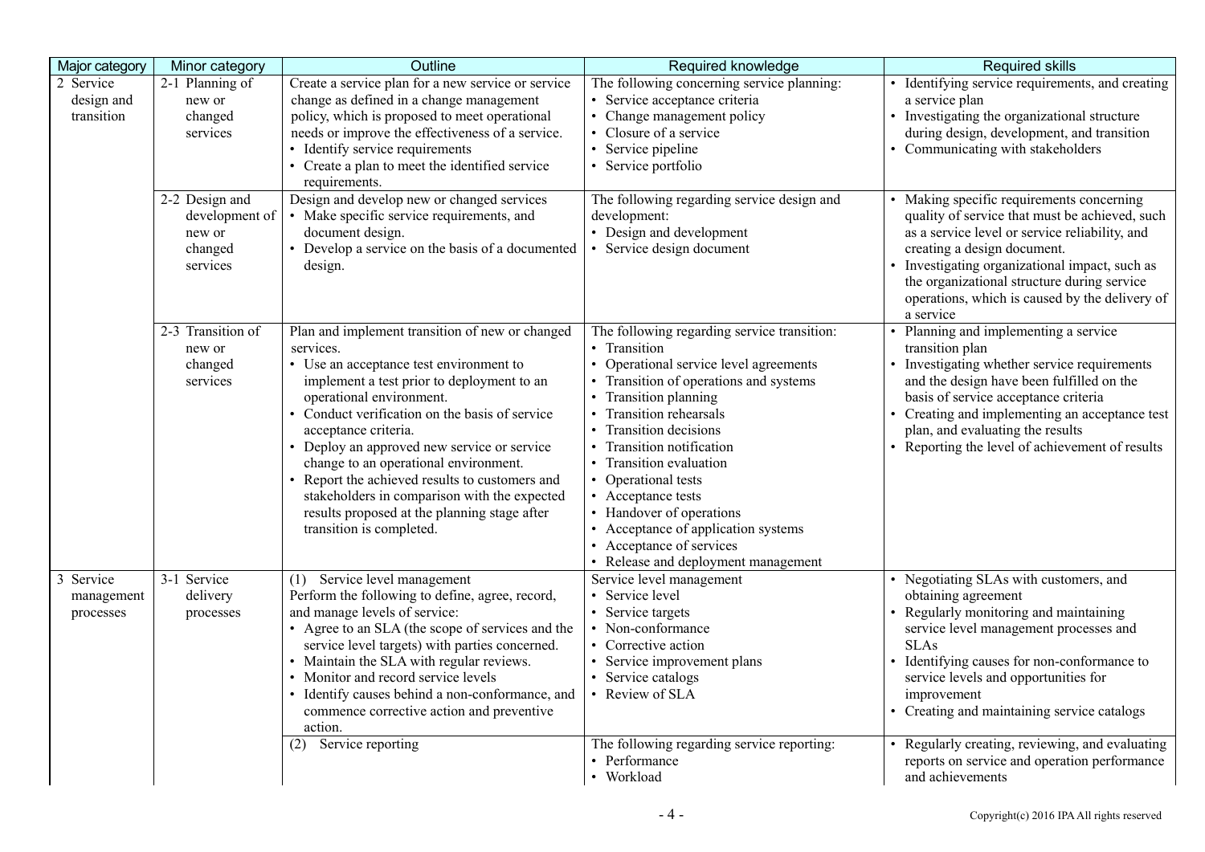| Major category | Minor category | Outline | Required knowledge | Required skills |
|---|---|---|---|---|
| 2 Service design and transition | 2-1 Planning of new or changed services | Create a service plan for a new service or service change as defined in a change management policy, which is proposed to meet operational needs or improve the effectiveness of a service.<br>• Identify service requirements<br>• Create a plan to meet the identified service requirements. | The following concerning service planning:<br>• Service acceptance criteria<br>• Change management policy<br>• Closure of a service<br>• Service pipeline<br>• Service portfolio | • Identifying service requirements, and creating a service plan<br>• Investigating the organizational structure during design, development, and transition<br>• Communicating with stakeholders |
| | 2-2 Design and development of new or changed services | Design and develop new or changed services<br>• Make specific service requirements, and document design.<br>• Develop a service on the basis of a documented design. | The following regarding service design and development:<br>• Design and development<br>• Service design document | • Making specific requirements concerning quality of service that must be achieved, such as a service level or service reliability, and creating a design document.<br>• Investigating organizational impact, such as the organizational structure during service operations, which is caused by the delivery of a service |
| | 2-3 Transition of new or changed services | Plan and implement transition of new or changed services.<br>• Use an acceptance test environment to implement a test prior to deployment to an operational environment.<br>• Conduct verification on the basis of service acceptance criteria.<br>• Deploy an approved new service or service change to an operational environment.<br>• Report the achieved results to customers and stakeholders in comparison with the expected results proposed at the planning stage after transition is completed. | The following regarding service transition:<br>• Transition<br>• Operational service level agreements<br>• Transition of operations and systems<br>• Transition planning<br>• Transition rehearsals<br>• Transition decisions<br>• Transition notification<br>• Transition evaluation<br>• Operational tests<br>• Acceptance tests<br>• Handover of operations<br>• Acceptance of application systems<br>• Acceptance of services<br>• Release and deployment management | • Planning and implementing a service transition plan<br>• Investigating whether service requirements and the design have been fulfilled on the basis of service acceptance criteria<br>• Creating and implementing an acceptance test plan, and evaluating the results<br>• Reporting the level of achievement of results |
| 3 Service management processes | 3-1 Service delivery processes | (1) Service level management<br>Perform the following to define, agree, record, and manage levels of service:<br>• Agree to an SLA (the scope of services and the service level targets) with parties concerned.<br>• Maintain the SLA with regular reviews.<br>• Monitor and record service levels<br>• Identify causes behind a non-conformance, and commence corrective action and preventive action. | Service level management<br>• Service level<br>• Service targets<br>• Non-conformance<br>• Corrective action<br>• Service improvement plans<br>• Service catalogs<br>• Review of SLA | • Negotiating SLAs with customers, and obtaining agreement<br>• Regularly monitoring and maintaining service level management processes and SLAs<br>• Identifying causes for non-conformance to service levels and opportunities for improvement<br>• Creating and maintaining service catalogs |
| | | (2) Service reporting | The following regarding service reporting:<br>• Performance<br>• Workload | • Regularly creating, reviewing, and evaluating reports on service and operation performance and achievements |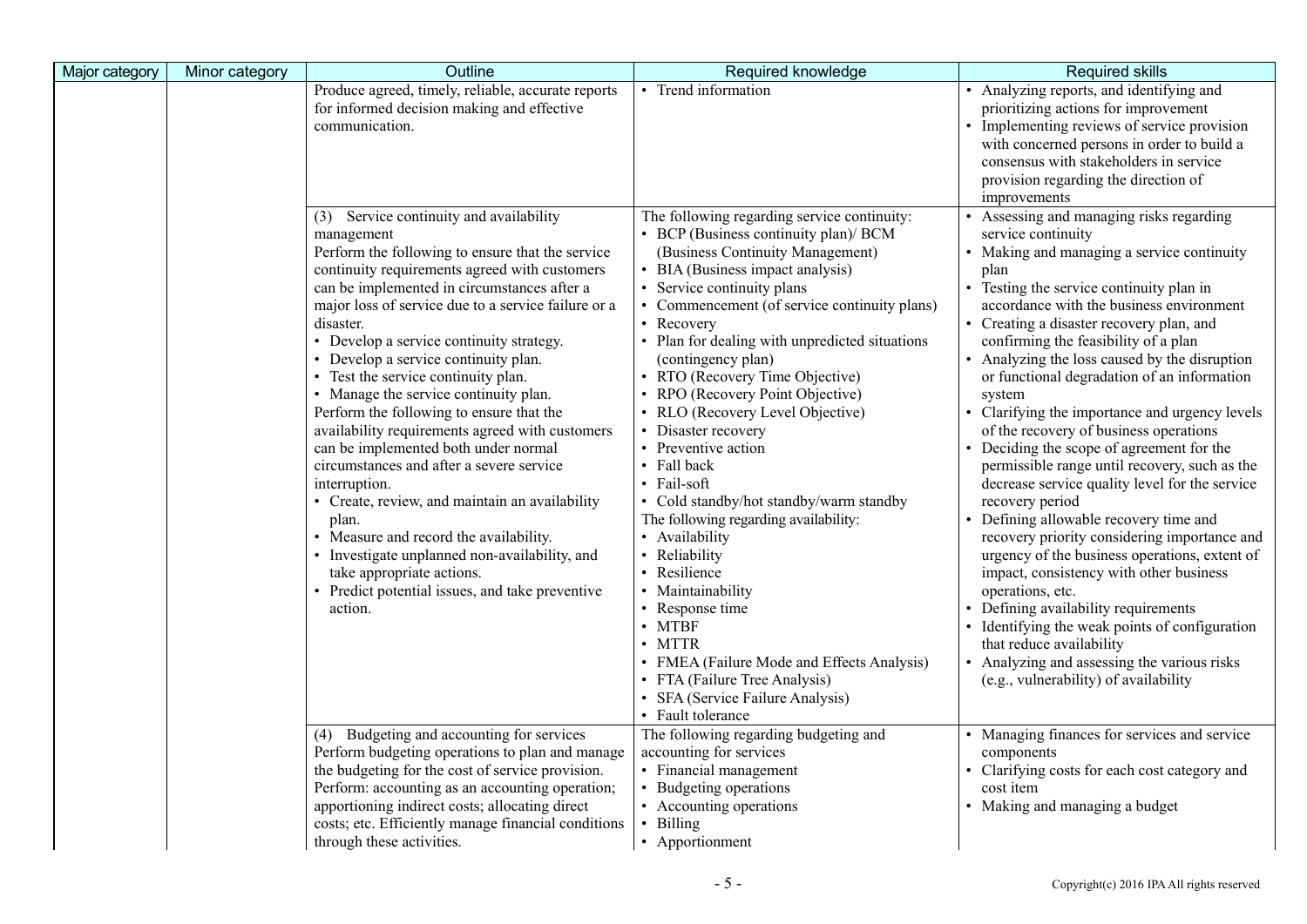| Major category | Minor category | Outline | Required knowledge | Required skills |
|---|---|---|---|---|
| | | Produce agreed, timely, reliable, accurate reports for informed decision making and effective communication. | • Trend information | • Analyzing reports, and identifying and prioritizing actions for improvement<br>• Implementing reviews of service provision with concerned persons in order to build a consensus with stakeholders in service provision regarding the direction of improvements |
| | | (3) Service continuity and availability management<br>Perform the following to ensure that the service continuity requirements agreed with customers can be implemented in circumstances after a major loss of service due to a service failure or a disaster.<br>• Develop a service continuity strategy.<br>• Develop a service continuity plan.<br>• Test the service continuity plan.<br>• Manage the service continuity plan.<br>Perform the following to ensure that the availability requirements agreed with customers can be implemented both under normal circumstances and after a severe service interruption.<br>• Create, review, and maintain an availability plan.<br>• Measure and record the availability.<br>• Investigate unplanned non-availability, and take appropriate actions.<br>• Predict potential issues, and take preventive action. | The following regarding service continuity:<br>• BCP (Business continuity plan)/ BCM (Business Continuity Management)<br>• BIA (Business impact analysis)<br>• Service continuity plans<br>• Commencement (of service continuity plans)<br>• Recovery<br>• Plan for dealing with unpredicted situations (contingency plan)<br>• RTO (Recovery Time Objective)<br>• RPO (Recovery Point Objective)<br>• RLO (Recovery Level Objective)<br>• Disaster recovery<br>• Preventive action<br>• Fall back<br>• Fail-soft<br>• Cold standby/hot standby/warm standby<br>The following regarding availability:<br>• Availability<br>• Reliability<br>• Resilience<br>• Maintainability<br>• Response time<br>• MTBF<br>• MTTR<br>• FMEA (Failure Mode and Effects Analysis)<br>• FTA (Failure Tree Analysis)<br>• SFA (Service Failure Analysis)<br>• Fault tolerance | • Assessing and managing risks regarding service continuity<br>• Making and managing a service continuity plan<br>• Testing the service continuity plan in accordance with the business environment<br>• Creating a disaster recovery plan, and confirming the feasibility of a plan<br>• Analyzing the loss caused by the disruption or functional degradation of an information system<br>• Clarifying the importance and urgency levels of the recovery of business operations<br>• Deciding the scope of agreement for the permissible range until recovery, such as the decrease service quality level for the service recovery period<br>• Defining allowable recovery time and recovery priority considering importance and urgency of the business operations, extent of impact, consistency with other business operations, etc.<br>• Defining availability requirements<br>• Identifying the weak points of configuration that reduce availability<br>• Analyzing and assessing the various risks (e.g., vulnerability) of availability |
| | | (4) Budgeting and accounting for services<br>Perform budgeting operations to plan and manage the budgeting for the cost of service provision. Perform: accounting as an accounting operation; apportioning indirect costs; allocating direct costs; etc. Efficiently manage financial conditions through these activities. | The following regarding budgeting and accounting for services<br>• Financial management<br>• Budgeting operations<br>• Accounting operations<br>• Billing<br>• Apportionment | • Managing finances for services and service components<br>• Clarifying costs for each cost category and cost item<br>• Making and managing a budget |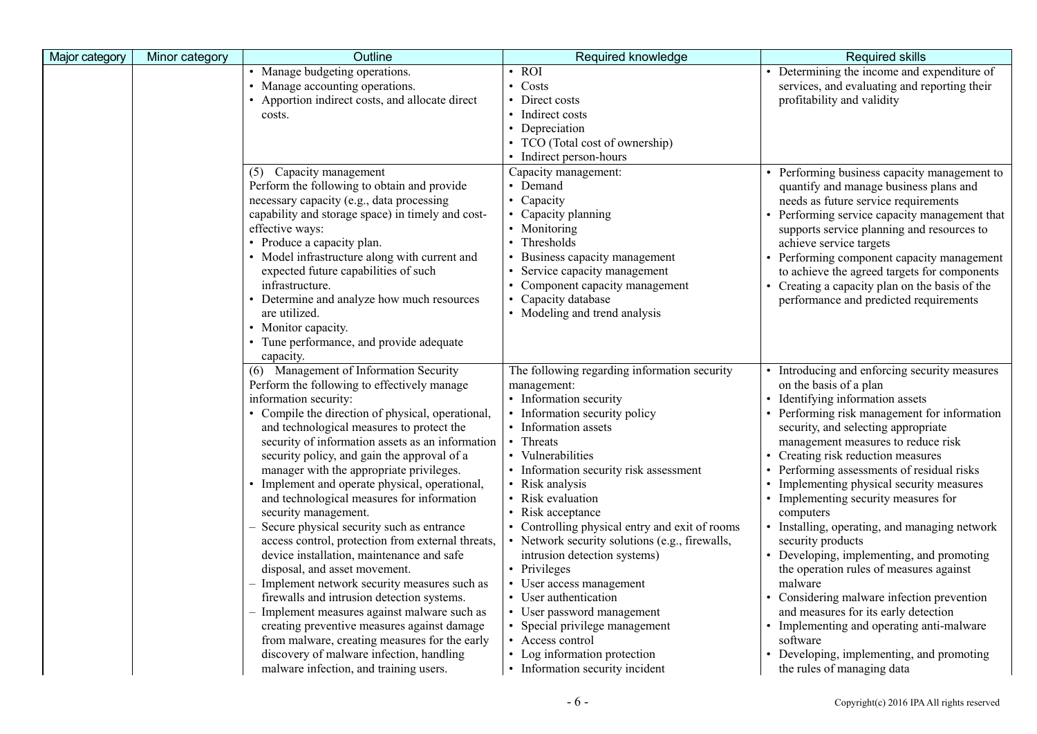| Major category | Minor category | Outline | Required knowledge | Required skills |
|---|---|---|---|---|
| | | • Manage budgeting operations.<br>• Manage accounting operations.<br>• Apportion indirect costs, and allocate direct costs. | • ROI<br>• Costs<br>• Direct costs<br>• Indirect costs<br>• Depreciation<br>• TCO (Total cost of ownership)<br>• Indirect person-hours | • Determining the income and expenditure of services, and evaluating and reporting their profitability and validity |
| | | (5) Capacity management<br>Perform the following to obtain and provide necessary capacity (e.g., data processing capability and storage space) in timely and cost-effective ways:<br>• Produce a capacity plan.<br>• Model infrastructure along with current and expected future capabilities of such infrastructure.<br>• Determine and analyze how much resources are utilized.<br>• Monitor capacity.<br>• Tune performance, and provide adequate capacity. | Capacity management:<br>• Demand<br>• Capacity<br>• Capacity planning<br>• Monitoring<br>• Thresholds<br>• Business capacity management<br>• Service capacity management<br>• Component capacity management<br>• Capacity database<br>• Modeling and trend analysis | • Performing business capacity management to quantify and manage business plans and needs as future service requirements<br>• Performing service capacity management that supports service planning and resources to achieve service targets<br>• Performing component capacity management to achieve the agreed targets for components<br>• Creating a capacity plan on the basis of the performance and predicted requirements |
| | | (6) Management of Information Security<br>Perform the following to effectively manage information security:<br>• Compile the direction of physical, operational, and technological measures to protect the security of information assets as an information security policy, and gain the approval of a manager with the appropriate privileges.<br>• Implement and operate physical, operational, and technological measures for information security management.<br>– Secure physical security such as entrance access control, protection from external threats, device installation, maintenance and safe disposal, and asset movement.<br>– Implement network security measures such as firewalls and intrusion detection systems.<br>– Implement measures against malware such as creating preventive measures against damage from malware, creating measures for the early discovery of malware infection, handling malware infection, and training users. | The following regarding information security management:<br>• Information security<br>• Information security policy<br>• Information assets<br>• Threats<br>• Vulnerabilities<br>• Information security risk assessment<br>• Risk analysis<br>• Risk evaluation<br>• Risk acceptance<br>• Controlling physical entry and exit of rooms<br>• Network security solutions (e.g., firewalls, intrusion detection systems)<br>• Privileges<br>• User access management<br>• User authentication<br>• User password management<br>• Special privilege management<br>• Access control<br>• Log information protection<br>• Information security incident | • Introducing and enforcing security measures on the basis of a plan<br>• Identifying information assets<br>• Performing risk management for information security, and selecting appropriate management measures to reduce risk<br>• Creating risk reduction measures<br>• Performing assessments of residual risks<br>• Implementing physical security measures<br>• Implementing security measures for computers<br>• Installing, operating, and managing network security products<br>• Developing, implementing, and promoting the operation rules of measures against malware<br>• Considering malware infection prevention and measures for its early detection<br>• Implementing and operating anti-malware software<br>• Developing, implementing, and promoting the rules of managing data |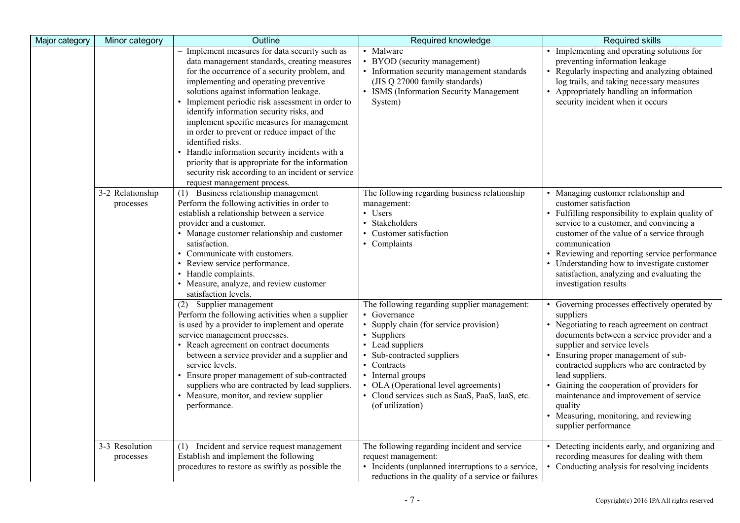| Major category | Minor category | Outline | Required knowledge | Required skills |
|---|---|---|---|---|
| | | – Implement measures for data security such as data management standards, creating measures for the occurrence of a security problem, and implementing and operating preventive solutions against information leakage.<br>• Implement periodic risk assessment in order to identify information security risks, and implement specific measures for management in order to prevent or reduce impact of the identified risks.<br>• Handle information security incidents with a priority that is appropriate for the information security risk according to an incident or service request management process. | • Malware<br>• BYOD (security management)<br>• Information security management standards (JIS Q 27000 family standards)<br>• ISMS (Information Security Management System) | • Implementing and operating solutions for preventing information leakage<br>• Regularly inspecting and analyzing obtained log trails, and taking necessary measures<br>• Appropriately handling an information security incident when it occurs |
| | 3-2 Relationship processes | (1) Business relationship management<br>Perform the following activities in order to establish a relationship between a service provider and a customer.<br>• Manage customer relationship and customer satisfaction.<br>• Communicate with customers.<br>• Review service performance.<br>• Handle complaints.<br>• Measure, analyze, and review customer satisfaction levels. | The following regarding business relationship management:<br>• Users<br>• Stakeholders<br>• Customer satisfaction<br>• Complaints | • Managing customer relationship and customer satisfaction<br>• Fulfilling responsibility to explain quality of service to a customer, and convincing a customer of the value of a service through communication<br>• Reviewing and reporting service performance<br>• Understanding how to investigate customer satisfaction, analyzing and evaluating the investigation results |
| | | (2) Supplier management<br>Perform the following activities when a supplier is used by a provider to implement and operate service management processes.<br>• Reach agreement on contract documents between a service provider and a supplier and service levels.<br>• Ensure proper management of sub-contracted suppliers who are contracted by lead suppliers.<br>• Measure, monitor, and review supplier performance. | The following regarding supplier management:<br>• Governance<br>• Supply chain (for service provision)<br>• Suppliers<br>• Lead suppliers<br>• Sub-contracted suppliers<br>• Contracts<br>• Internal groups<br>• OLA (Operational level agreements)<br>• Cloud services such as SaaS, PaaS, IaaS, etc. (of utilization) | • Governing processes effectively operated by suppliers<br>• Negotiating to reach agreement on contract documents between a service provider and a supplier and service levels<br>• Ensuring proper management of sub-contracted suppliers who are contracted by lead suppliers.<br>• Gaining the cooperation of providers for maintenance and improvement of service quality<br>• Measuring, monitoring, and reviewing supplier performance |
| | 3-3 Resolution processes | (1) Incident and service request management<br>Establish and implement the following procedures to restore as swiftly as possible the | The following regarding incident and service request management:<br>• Incidents (unplanned interruptions to a service, reductions in the quality of a service or failures | • Detecting incidents early, and organizing and recording measures for dealing with them<br>• Conducting analysis for resolving incidents |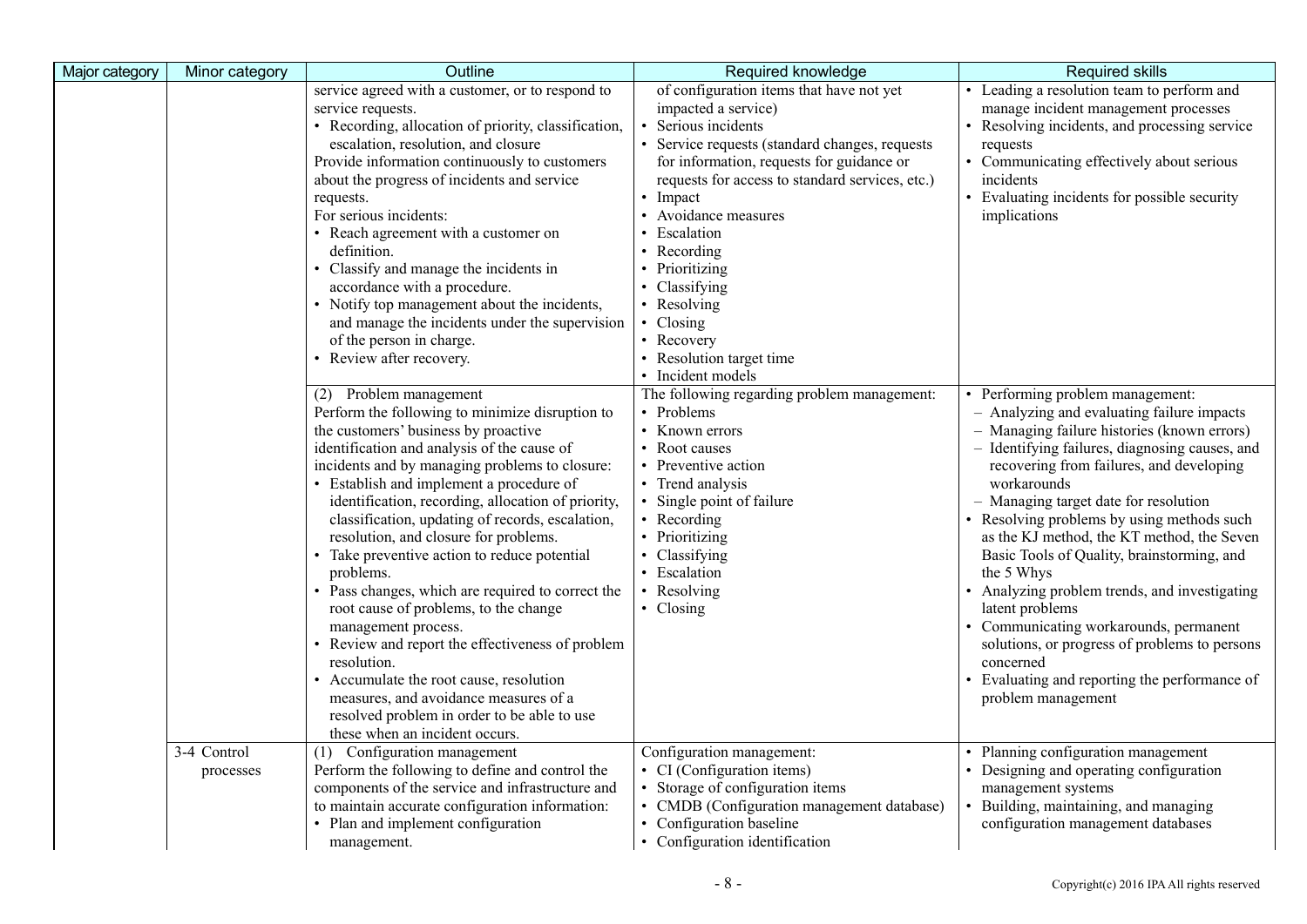| Major category | Minor category | Outline | Required knowledge | Required skills |
|---|---|---|---|---|
| | | service agreed with a customer, or to respond to service requests.<br>• Recording, allocation of priority, classification, escalation, resolution, and closure<br>Provide information continuously to customers about the progress of incidents and service requests.<br>For serious incidents:<br>• Reach agreement with a customer on definition.<br>• Classify and manage the incidents in accordance with a procedure.<br>• Notify top management about the incidents, and manage the incidents under the supervision of the person in charge.<br>• Review after recovery. | of configuration items that have not yet impacted a service)<br>• Serious incidents<br>• Service requests (standard changes, requests for information, requests for guidance or requests for access to standard services, etc.)<br>• Impact<br>• Avoidance measures<br>• Escalation<br>• Recording<br>• Prioritizing<br>• Classifying<br>• Resolving<br>• Closing<br>• Recovery<br>• Resolution target time<br>• Incident models | • Leading a resolution team to perform and manage incident management processes<br>• Resolving incidents, and processing service requests<br>• Communicating effectively about serious incidents<br>• Evaluating incidents for possible security implications |
| | | (2) Problem management<br>Perform the following to minimize disruption to the customers' business by proactive identification and analysis of the cause of incidents and by managing problems to closure:<br>• Establish and implement a procedure of identification, recording, allocation of priority, classification, updating of records, escalation, resolution, and closure for problems.<br>• Take preventive action to reduce potential problems.<br>• Pass changes, which are required to correct the root cause of problems, to the change management process.<br>• Review and report the effectiveness of problem resolution.<br>• Accumulate the root cause, resolution measures, and avoidance measures of a resolved problem in order to be able to use these when an incident occurs. | The following regarding problem management:<br>• Problems<br>• Known errors<br>• Root causes<br>• Preventive action<br>• Trend analysis<br>• Single point of failure<br>• Recording<br>• Prioritizing<br>• Classifying<br>• Escalation<br>• Resolving<br>• Closing | • Performing problem management:<br>– Analyzing and evaluating failure impacts<br>– Managing failure histories (known errors)<br>– Identifying failures, diagnosing causes, and recovering from failures, and developing workarounds<br>– Managing target date for resolution<br>• Resolving problems by using methods such as the KJ method, the KT method, the Seven Basic Tools of Quality, brainstorming, and the 5 Whys<br>• Analyzing problem trends, and investigating latent problems<br>• Communicating workarounds, permanent solutions, or progress of problems to persons concerned<br>• Evaluating and reporting the performance of problem management |
| | 3-4 Control processes | (1) Configuration management<br>Perform the following to define and control the components of the service and infrastructure and to maintain accurate configuration information:<br>• Plan and implement configuration management. | Configuration management:<br>• CI (Configuration items)<br>• Storage of configuration items<br>• CMDB (Configuration management database)<br>• Configuration baseline<br>• Configuration identification | • Planning configuration management<br>• Designing and operating configuration management systems<br>• Building, maintaining, and managing configuration management databases |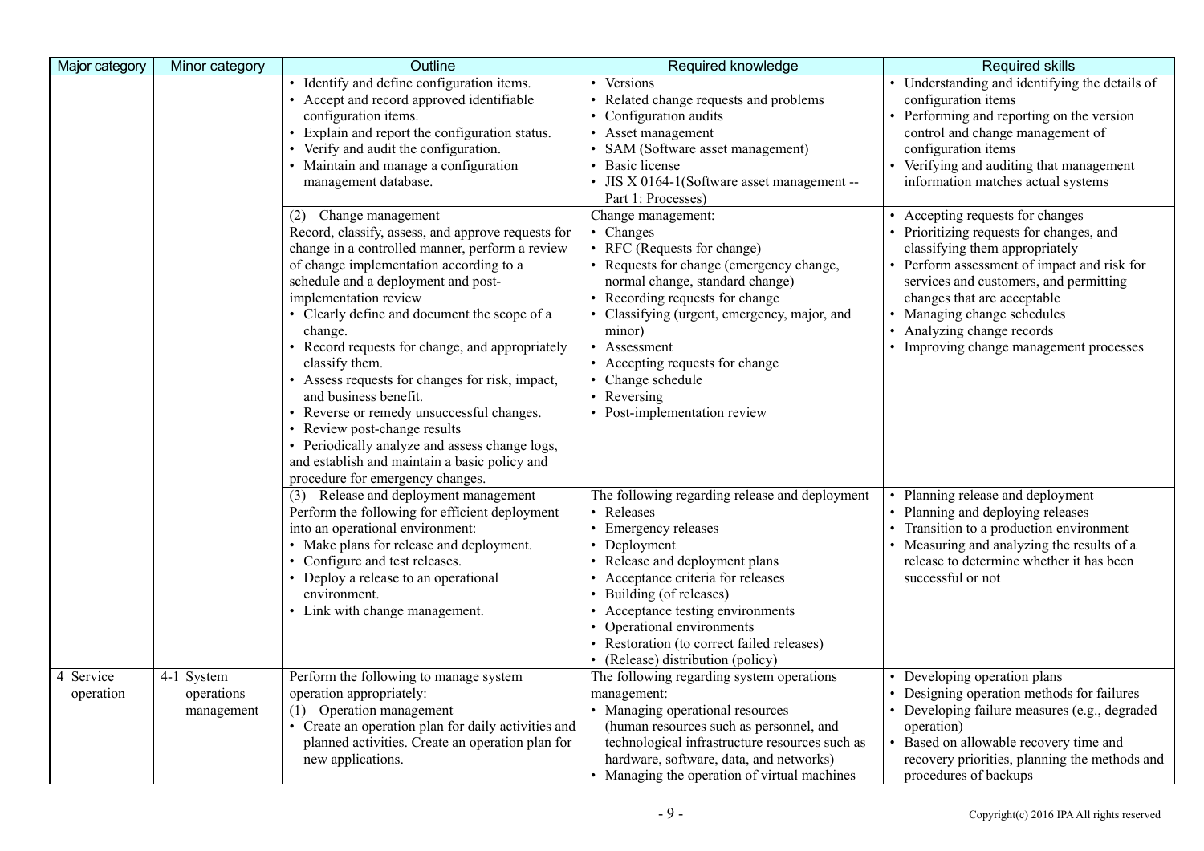| Major category | Minor category | Outline | Required knowledge | Required skills |
|---|---|---|---|---|
| | | • Identify and define configuration items.<br>• Accept and record approved identifiable configuration items.<br>• Explain and report the configuration status.<br>• Verify and audit the configuration.<br>• Maintain and manage a configuration management database. | • Versions<br>• Related change requests and problems<br>• Configuration audits<br>• Asset management<br>• SAM (Software asset management)<br>• Basic license<br>• JIS X 0164-1(Software asset management -- Part 1: Processes) | • Understanding and identifying the details of configuration items<br>• Performing and reporting on the version control and change management of configuration items<br>• Verifying and auditing that management information matches actual systems |
| | | (2) Change management<br>Record, classify, assess, and approve requests for change in a controlled manner, perform a review of change implementation according to a schedule and a deployment and post-implementation review<br>• Clearly define and document the scope of a change.<br>• Record requests for change, and appropriately classify them.<br>• Assess requests for changes for risk, impact, and business benefit.<br>• Reverse or remedy unsuccessful changes.<br>• Review post-change results<br>• Periodically analyze and assess change logs, and establish and maintain a basic policy and procedure for emergency changes. | Change management:<br>• Changes<br>• RFC (Requests for change)<br>• Requests for change (emergency change, normal change, standard change)<br>• Recording requests for change<br>• Classifying (urgent, emergency, major, and minor)<br>• Assessment<br>• Accepting requests for change<br>• Change schedule<br>• Reversing<br>• Post-implementation review | • Accepting requests for changes<br>• Prioritizing requests for changes, and classifying them appropriately<br>• Perform assessment of impact and risk for services and customers, and permitting changes that are acceptable<br>• Managing change schedules<br>• Analyzing change records<br>• Improving change management processes |
| | | (3) Release and deployment management<br>Perform the following for efficient deployment into an operational environment:<br>• Make plans for release and deployment.<br>• Configure and test releases.<br>• Deploy a release to an operational environment.<br>• Link with change management. | The following regarding release and deployment<br>• Releases<br>• Emergency releases<br>• Deployment<br>• Release and deployment plans<br>• Acceptance criteria for releases<br>• Building (of releases)<br>• Acceptance testing environments<br>• Operational environments<br>• Restoration (to correct failed releases)<br>• (Release) distribution (policy) | • Planning release and deployment<br>• Planning and deploying releases<br>• Transition to a production environment<br>• Measuring and analyzing the results of a release to determine whether it has been successful or not |
| 4 Service operation | 4-1 System operations management | Perform the following to manage system operation appropriately:<br>(1) Operation management<br>• Create an operation plan for daily activities and planned activities. Create an operation plan for new applications. | The following regarding system operations management:<br>• Managing operational resources (human resources such as personnel, and technological infrastructure resources such as hardware, software, data, and networks)<br>• Managing the operation of virtual machines | • Developing operation plans<br>• Designing operation methods for failures<br>• Developing failure measures (e.g., degraded operation)<br>• Based on allowable recovery time and recovery priorities, planning the methods and procedures of backups |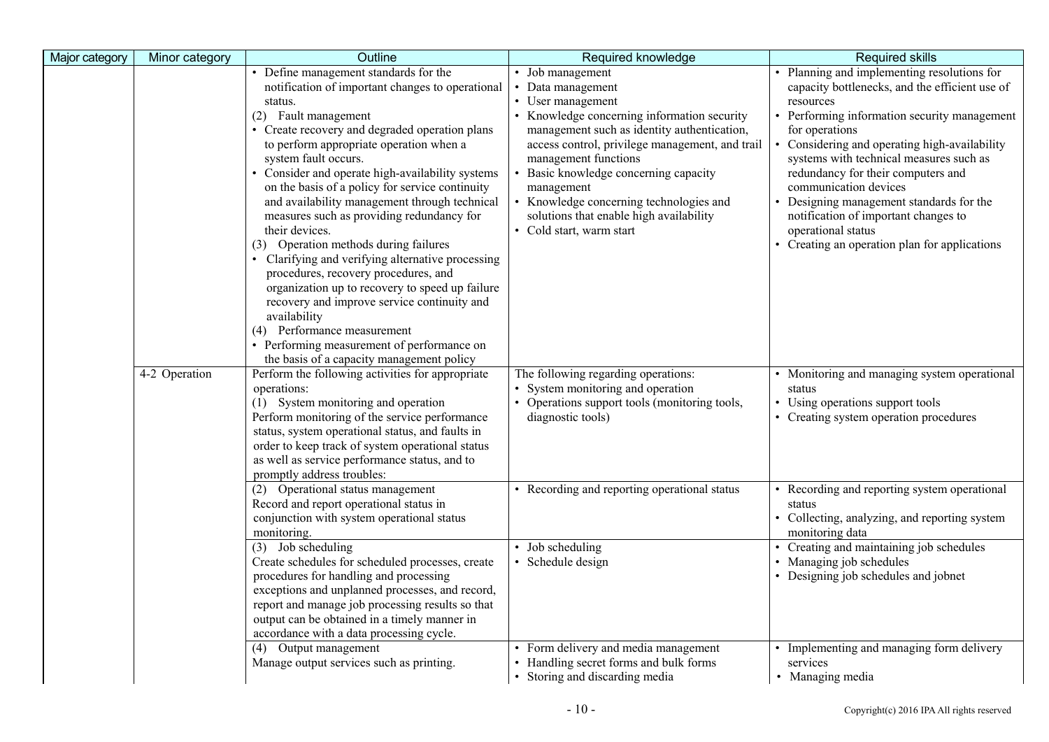| Major category | Minor category | Outline | Required knowledge | Required skills |
|---|---|---|---|---|
| | | • Define management standards for the notification of important changes to operational status.<br>(2) Fault management<br>• Create recovery and degraded operation plans to perform appropriate operation when a system fault occurs.<br>• Consider and operate high-availability systems on the basis of a policy for service continuity and availability management through technical measures such as providing redundancy for their devices.<br>(3) Operation methods during failures<br>• Clarifying and verifying alternative processing procedures, recovery procedures, and organization up to recovery to speed up failure recovery and improve service continuity and availability<br>(4) Performance measurement<br>• Performing measurement of performance on the basis of a capacity management policy | • Job management<br>• Data management<br>• User management<br>• Knowledge concerning information security management such as identity authentication, access control, privilege management, and trail management functions<br>• Basic knowledge concerning capacity management<br>• Knowledge concerning technologies and solutions that enable high availability<br>• Cold start, warm start | • Planning and implementing resolutions for capacity bottlenecks, and the efficient use of resources<br>• Performing information security management for operations<br>• Considering and operating high-availability systems with technical measures such as redundancy for their computers and communication devices<br>• Designing management standards for the notification of important changes to operational status<br>• Creating an operation plan for applications |
| | 4-2 Operation | Perform the following activities for appropriate operations:<br>(1) System monitoring and operation<br>Perform monitoring of the service performance status, system operational status, and faults in order to keep track of system operational status as well as service performance status, and to promptly address troubles: | The following regarding operations:<br>• System monitoring and operation<br>• Operations support tools (monitoring tools, diagnostic tools) | • Monitoring and managing system operational status<br>• Using operations support tools<br>• Creating system operation procedures |
| | | (2) Operational status management<br>Record and report operational status in conjunction with system operational status monitoring. | • Recording and reporting operational status | • Recording and reporting system operational status<br>• Collecting, analyzing, and reporting system monitoring data |
| | | (3) Job scheduling<br>Create schedules for scheduled processes, create procedures for handling and processing exceptions and unplanned processes, and record, report and manage job processing results so that output can be obtained in a timely manner in accordance with a data processing cycle. | • Job scheduling<br>• Schedule design | • Creating and maintaining job schedules<br>• Managing job schedules<br>• Designing job schedules and jobnet |
| | | (4) Output management<br>Manage output services such as printing. | • Form delivery and media management<br>• Handling secret forms and bulk forms<br>• Storing and discarding media | • Implementing and managing form delivery services<br>• Managing media |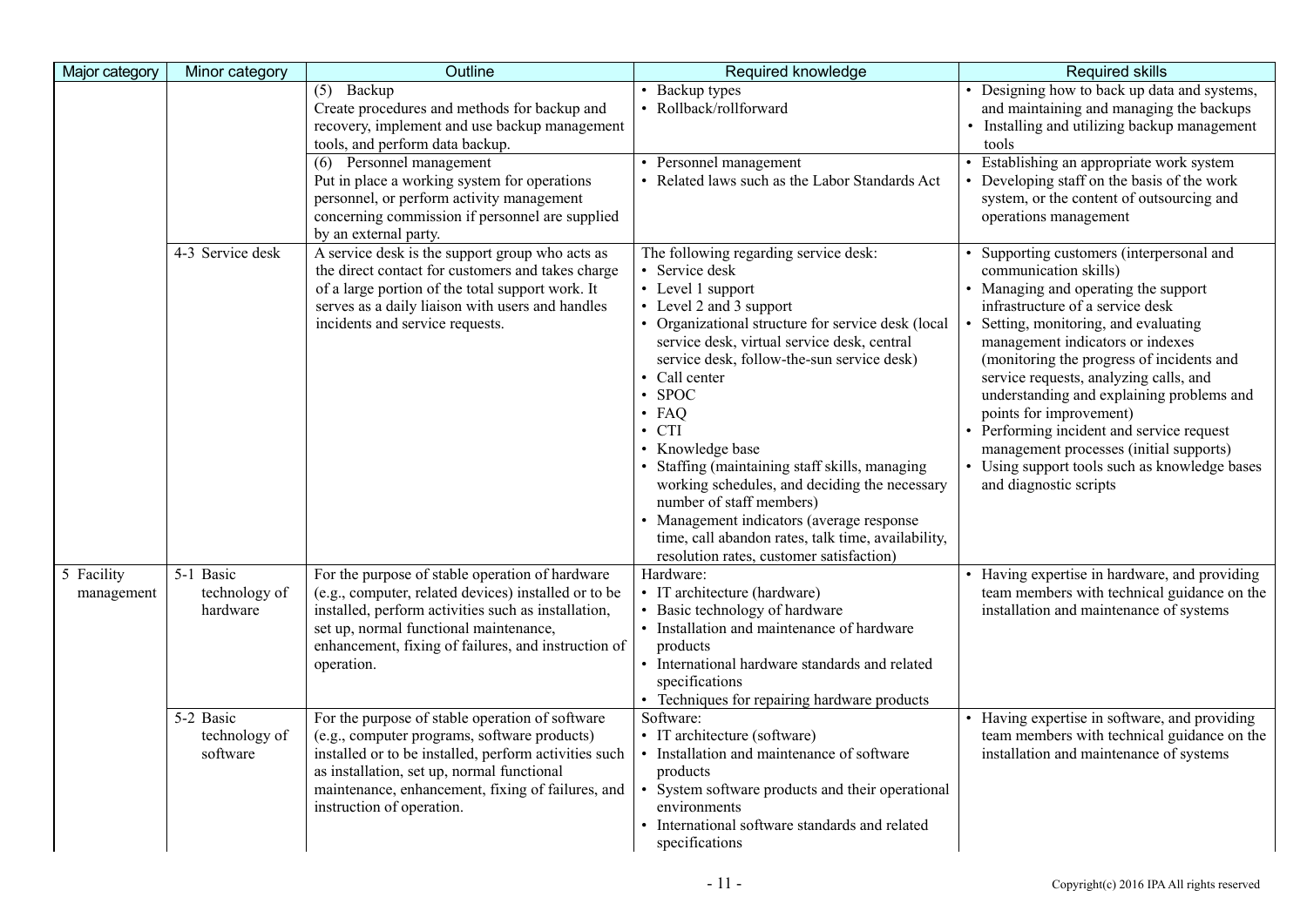| Major category | Minor category | Outline | Required knowledge | Required skills |
|---|---|---|---|---|
| | | (5) Backup<br>Create procedures and methods for backup and recovery, implement and use backup management tools, and perform data backup. | • Backup types<br>• Rollback/rollforward | • Designing how to back up data and systems, and maintaining and managing the backups<br>• Installing and utilizing backup management tools |
| | | (6) Personnel management<br>Put in place a working system for operations personnel, or perform activity management concerning commission if personnel are supplied by an external party. | • Personnel management<br>• Related laws such as the Labor Standards Act | • Establishing an appropriate work system<br>• Developing staff on the basis of the work system, or the content of outsourcing and operations management |
| | 4-3 Service desk | A service desk is the support group who acts as the direct contact for customers and takes charge of a large portion of the total support work. It serves as a daily liaison with users and handles incidents and service requests. | The following regarding service desk:<br>• Service desk<br>• Level 1 support<br>• Level 2 and 3 support<br>• Organizational structure for service desk (local service desk, virtual service desk, central service desk, follow-the-sun service desk)<br>• Call center<br>• SPOC<br>• FAQ<br>• CTI<br>• Knowledge base<br>• Staffing (maintaining staff skills, managing working schedules, and deciding the necessary number of staff members)<br>• Management indicators (average response time, call abandon rates, talk time, availability, resolution rates, customer satisfaction) | • Supporting customers (interpersonal and communication skills)<br>• Managing and operating the support infrastructure of a service desk<br>• Setting, monitoring, and evaluating management indicators or indexes (monitoring the progress of incidents and service requests, analyzing calls, and understanding and explaining problems and points for improvement)<br>• Performing incident and service request management processes (initial supports)<br>• Using support tools such as knowledge bases and diagnostic scripts |
| 5 Facility management | 5-1 Basic technology of hardware | For the purpose of stable operation of hardware (e.g., computer, related devices) installed or to be installed, perform activities such as installation, set up, normal functional maintenance, enhancement, fixing of failures, and instruction of operation. | Hardware:<br>• IT architecture (hardware)<br>• Basic technology of hardware<br>• Installation and maintenance of hardware products<br>• International hardware standards and related specifications<br>• Techniques for repairing hardware products | • Having expertise in hardware, and providing team members with technical guidance on the installation and maintenance of systems |
| | 5-2 Basic technology of software | For the purpose of stable operation of software (e.g., computer programs, software products) installed or to be installed, perform activities such as installation, set up, normal functional maintenance, enhancement, fixing of failures, and instruction of operation. | Software:<br>• IT architecture (software)<br>• Installation and maintenance of software products<br>• System software products and their operational environments<br>• International software standards and related specifications | • Having expertise in software, and providing team members with technical guidance on the installation and maintenance of systems |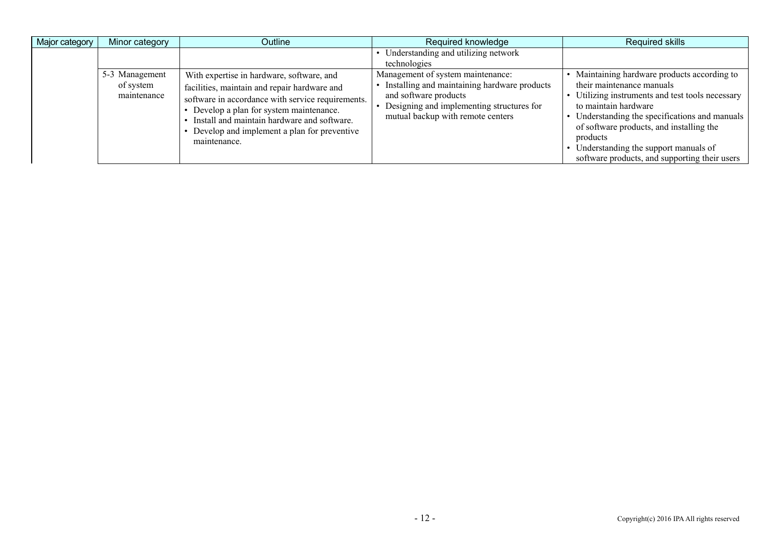| Major category | Minor category | Outline | Required knowledge | Required skills |
| --- | --- | --- | --- | --- |
| | | | • Understanding and utilizing network technologies | |
| | 5-3 Management of system maintenance | With expertise in hardware, software, and facilities, maintain and repair hardware and software in accordance with service requirements.<br>• Develop a plan for system maintenance.<br>• Install and maintain hardware and software.<br>• Develop and implement a plan for preventive maintenance. | Management of system maintenance:<br>• Installing and maintaining hardware products and software products<br>• Designing and implementing structures for mutual backup with remote centers | • Maintaining hardware products according to their maintenance manuals<br>• Utilizing instruments and test tools necessary to maintain hardware<br>• Understanding the specifications and manuals of software products, and installing the products<br>• Understanding the support manuals of software products, and supporting their users |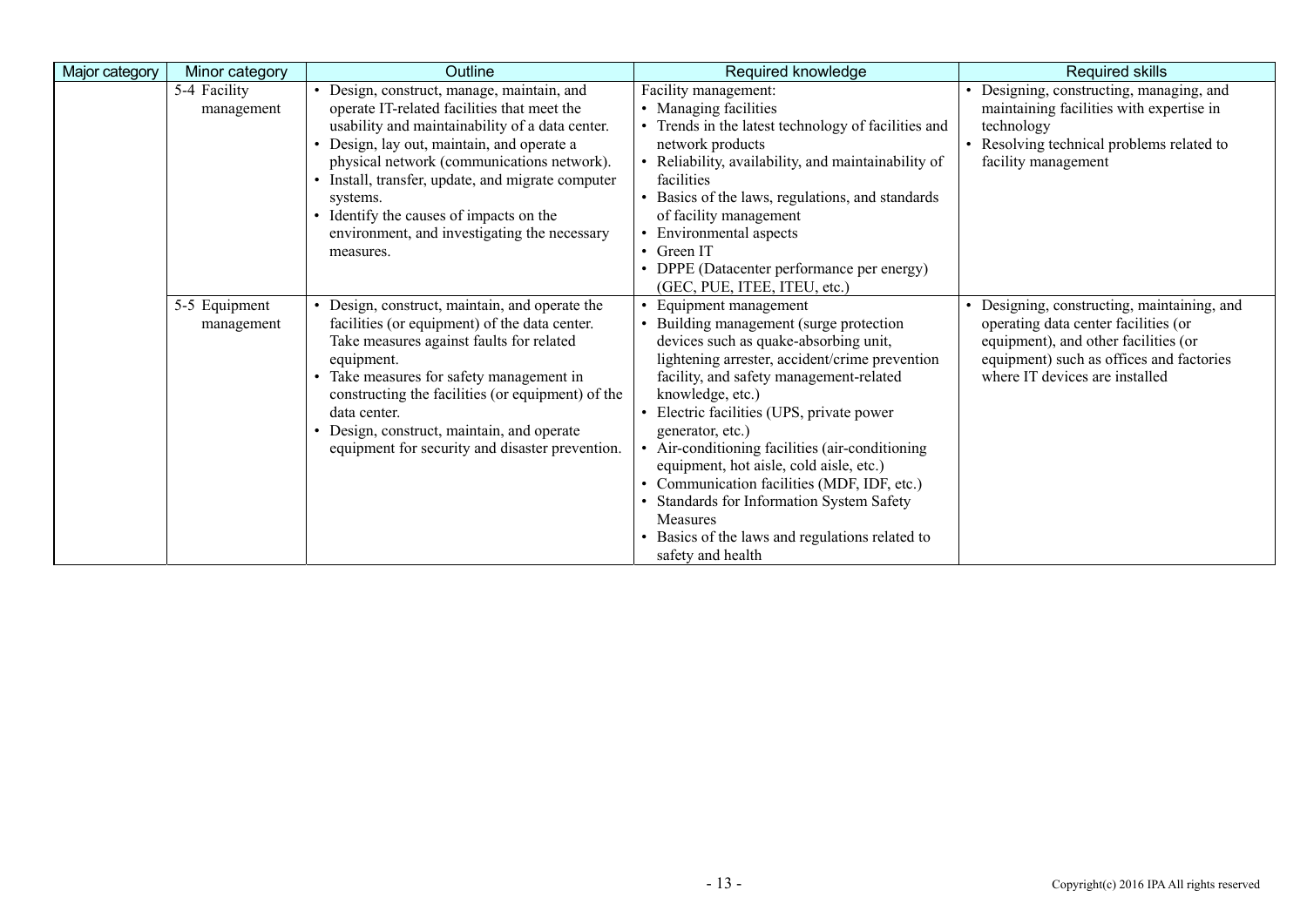| Major category | Minor category | Outline | Required knowledge | Required skills |
|---|---|---|---|---|
| | 5-4 Facility management | • Design, construct, manage, maintain, and operate IT-related facilities that meet the usability and maintainability of a data center.<br>• Design, lay out, maintain, and operate a physical network (communications network).<br>• Install, transfer, update, and migrate computer systems.<br>• Identify the causes of impacts on the environment, and investigating the necessary measures. | Facility management:<br>• Managing facilities<br>• Trends in the latest technology of facilities and network products<br>• Reliability, availability, and maintainability of facilities<br>• Basics of the laws, regulations, and standards of facility management<br>• Environmental aspects<br>• Green IT<br>• DPPE (Datacenter performance per energy) (GEC, PUE, ITEE, ITEU, etc.) | • Designing, constructing, managing, and maintaining facilities with expertise in technology<br>• Resolving technical problems related to facility management |
| | 5-5 Equipment management | • Design, construct, maintain, and operate the facilities (or equipment) of the data center. Take measures against faults for related equipment.<br>• Take measures for safety management in constructing the facilities (or equipment) of the data center.<br>• Design, construct, maintain, and operate equipment for security and disaster prevention. | • Equipment management<br>• Building management (surge protection devices such as quake-absorbing unit, lightening arrester, accident/crime prevention facility, and safety management-related knowledge, etc.)<br>• Electric facilities (UPS, private power generator, etc.)<br>• Air-conditioning facilities (air-conditioning equipment, hot aisle, cold aisle, etc.)<br>• Communication facilities (MDF, IDF, etc.)<br>• Standards for Information System Safety Measures<br>• Basics of the laws and regulations related to safety and health | • Designing, constructing, maintaining, and operating data center facilities (or equipment), and other facilities (or equipment) such as offices and factories where IT devices are installed |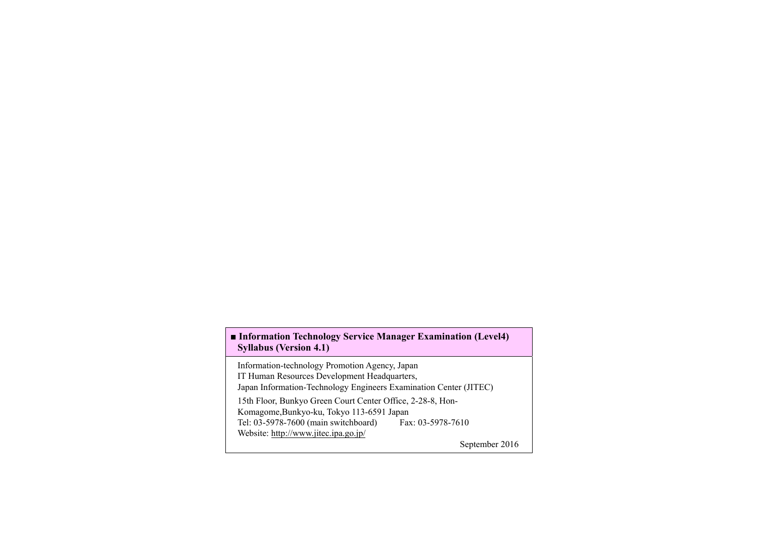**■ Information Technology Service Manager Examination (Level4) Syllabus (Version 4.1)**

Information-technology Promotion Agency, Japan
IT Human Resources Development Headquarters,
Japan Information-Technology Engineers Examination Center (JITEC)

15th Floor, Bunkyo Green Court Center Office, 2-28-8, Hon-Komagome,Bunkyo-ku, Tokyo 113-6591 Japan
Tel: 03-5978-7600 (main switchboard)　　Fax: 03-5978-7610
Website: http://www.jitec.ipa.go.jp/

September 2016